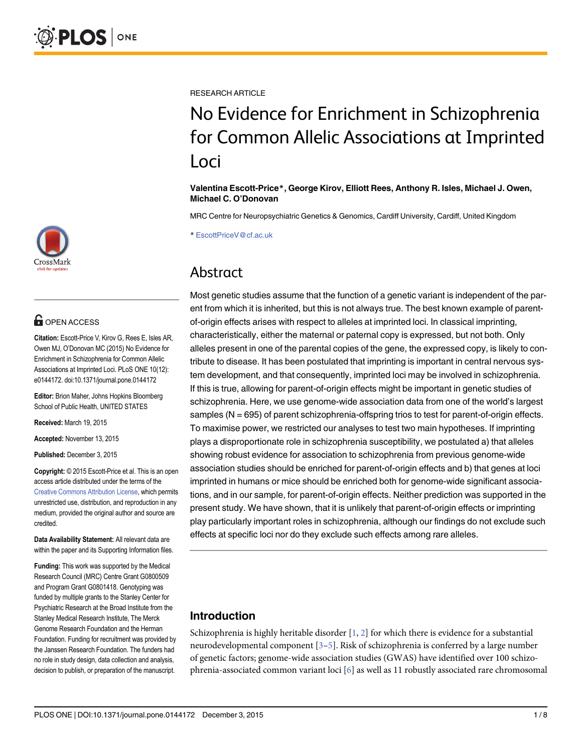RESEARCH ARTICLE

# No Evidence for Enrichment in Schizophrenia for Common Allelic Associations at Imprinted Loci

**Valentina Escott-Price*, George Kirov, Elliott Rees, Anthony R. Isles, Michael J. Owen, Michael C. O'Donovan**

MRC Centre for Neuropsychiatric Genetics & Genomics, Cardiff University, Cardiff, United Kingdom

* EscottPriceV@cf.ac.uk

OPEN ACCESS

**Citation:** Escott-Price V, Kirov G, Rees E, Isles AR, Owen MJ, O'Donovan MC (2015) No Evidence for Enrichment in Schizophrenia for Common Allelic Associations at Imprinted Loci. PLoS ONE 10(12): e0144172. doi:10.1371/journal.pone.0144172

**Editor:** Brion Maher, Johns Hopkins Bloomberg School of Public Health, UNITED STATES

**Received:** March 19, 2015

**Accepted:** November 13, 2015

**Published:** December 3, 2015

**Copyright:** © 2015 Escott-Price et al. This is an open access article distributed under the terms of the Creative Commons Attribution License, which permits unrestricted use, distribution, and reproduction in any medium, provided the original author and source are credited.

**Data Availability Statement:** All relevant data are within the paper and its Supporting Information files.

**Funding:** This work was supported by the Medical Research Council (MRC) Centre Grant G0800509 and Program Grant G0801418. Genotyping was funded by multiple grants to the Stanley Center for Psychiatric Research at the Broad Institute from the Stanley Medical Research Institute, The Merck Genome Research Foundation and the Herman Foundation. Funding for recruitment was provided by the Janssen Research Foundation. The funders had no role in study design, data collection and analysis, decision to publish, or preparation of the manuscript.

## Abstract

Most genetic studies assume that the function of a genetic variant is independent of the parent from which it is inherited, but this is not always true. The best known example of parent-of-origin effects arises with respect to alleles at imprinted loci. In classical imprinting, characteristically, either the maternal or paternal copy is expressed, but not both. Only alleles present in one of the parental copies of the gene, the expressed copy, is likely to contribute to disease. It has been postulated that imprinting is important in central nervous system development, and that consequently, imprinted loci may be involved in schizophrenia. If this is true, allowing for parent-of-origin effects might be important in genetic studies of schizophrenia. Here, we use genome-wide association data from one of the world's largest samples (N = 695) of parent schizophrenia-offspring trios to test for parent-of-origin effects. To maximise power, we restricted our analyses to test two main hypotheses. If imprinting plays a disproportionate role in schizophrenia susceptibility, we postulated a) that alleles showing robust evidence for association to schizophrenia from previous genome-wide association studies should be enriched for parent-of-origin effects and b) that genes at loci imprinted in humans or mice should be enriched both for genome-wide significant associations, and in our sample, for parent-of-origin effects. Neither prediction was supported in the present study. We have shown, that it is unlikely that parent-of-origin effects or imprinting play particularly important roles in schizophrenia, although our findings do not exclude such effects at specific loci nor do they exclude such effects among rare alleles.

## Introduction

Schizophrenia is highly heritable disorder [1, 2] for which there is evidence for a substantial neurodevelopmental component [3–5]. Risk of schizophrenia is conferred by a large number of genetic factors; genome-wide association studies (GWAS) have identified over 100 schizophrenia-associated common variant loci [6] as well as 11 robustly associated rare chromosomal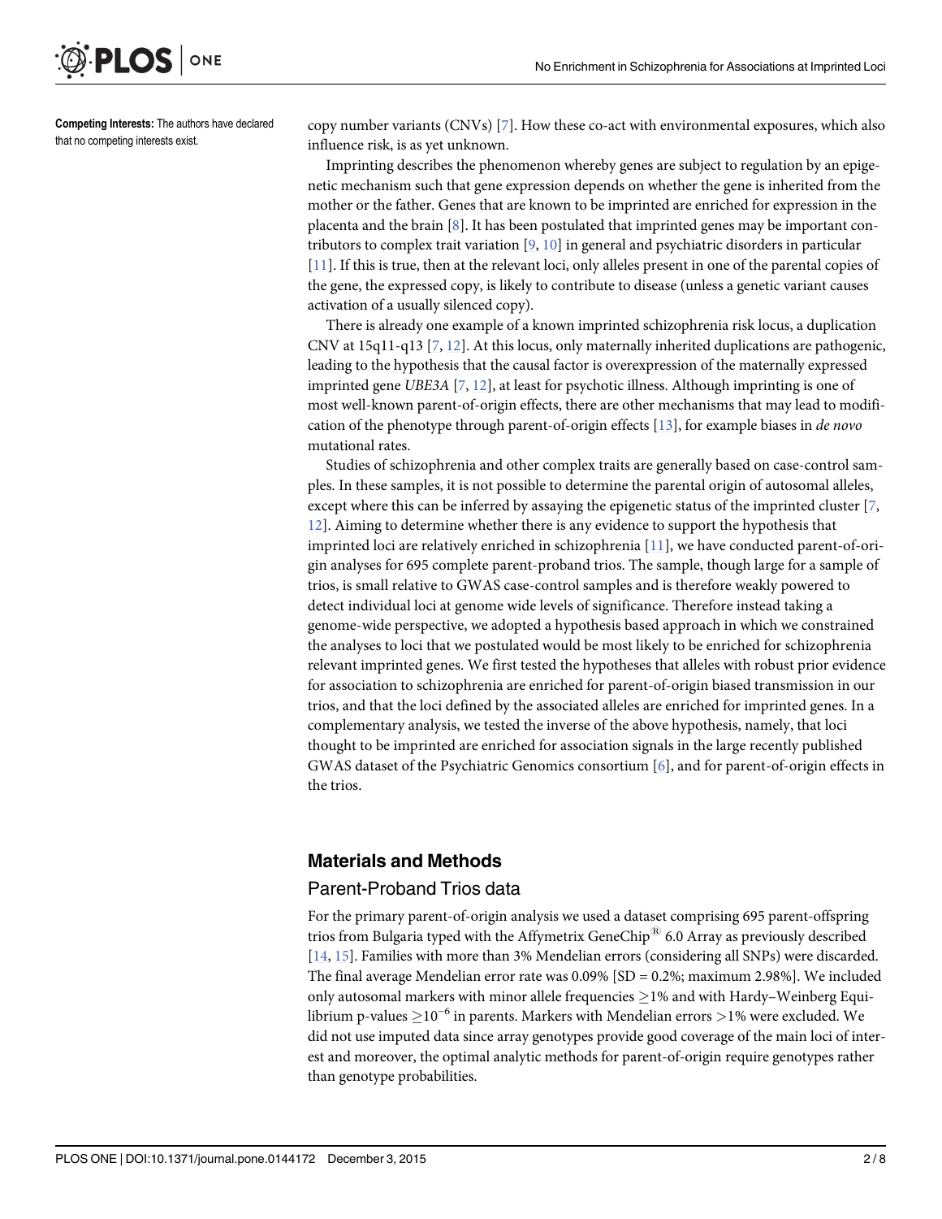**Competing Interests:** The authors have declared that no competing interests exist.

copy number variants (CNVs) [7]. How these co-act with environmental exposures, which also influence risk, is as yet unknown.

Imprinting describes the phenomenon whereby genes are subject to regulation by an epigenetic mechanism such that gene expression depends on whether the gene is inherited from the mother or the father. Genes that are known to be imprinted are enriched for expression in the placenta and the brain [8]. It has been postulated that imprinted genes may be important contributors to complex trait variation [9, 10] in general and psychiatric disorders in particular [11]. If this is true, then at the relevant loci, only alleles present in one of the parental copies of the gene, the expressed copy, is likely to contribute to disease (unless a genetic variant causes activation of a usually silenced copy).

There is already one example of a known imprinted schizophrenia risk locus, a duplication CNV at 15q11-q13 [7, 12]. At this locus, only maternally inherited duplications are pathogenic, leading to the hypothesis that the causal factor is overexpression of the maternally expressed imprinted gene *UBE3A* [7, 12], at least for psychotic illness. Although imprinting is one of most well-known parent-of-origin effects, there are other mechanisms that may lead to modification of the phenotype through parent-of-origin effects [13], for example biases in *de novo* mutational rates.

Studies of schizophrenia and other complex traits are generally based on case-control samples. In these samples, it is not possible to determine the parental origin of autosomal alleles, except where this can be inferred by assaying the epigenetic status of the imprinted cluster [7, 12]. Aiming to determine whether there is any evidence to support the hypothesis that imprinted loci are relatively enriched in schizophrenia [11], we have conducted parent-of-origin analyses for 695 complete parent-proband trios. The sample, though large for a sample of trios, is small relative to GWAS case-control samples and is therefore weakly powered to detect individual loci at genome wide levels of significance. Therefore instead taking a genome-wide perspective, we adopted a hypothesis based approach in which we constrained the analyses to loci that we postulated would be most likely to be enriched for schizophrenia relevant imprinted genes. We first tested the hypotheses that alleles with robust prior evidence for association to schizophrenia are enriched for parent-of-origin biased transmission in our trios, and that the loci defined by the associated alleles are enriched for imprinted genes. In a complementary analysis, we tested the inverse of the above hypothesis, namely, that loci thought to be imprinted are enriched for association signals in the large recently published GWAS dataset of the Psychiatric Genomics consortium [6], and for parent-of-origin effects in the trios.

## Materials and Methods

### Parent-Proband Trios data

For the primary parent-of-origin analysis we used a dataset comprising 695 parent-offspring trios from Bulgaria typed with the Affymetrix GeneChip® 6.0 Array as previously described [14, 15]. Families with more than 3% Mendelian errors (considering all SNPs) were discarded. The final average Mendelian error rate was 0.09% [SD = 0.2%; maximum 2.98%]. We included only autosomal markers with minor allele frequencies $\geq$1% and with Hardy–Weinberg Equilibrium p-values $\geq 10^{-6}$ in parents. Markers with Mendelian errors >1% were excluded. We did not use imputed data since array genotypes provide good coverage of the main loci of interest and moreover, the optimal analytic methods for parent-of-origin require genotypes rather than genotype probabilities.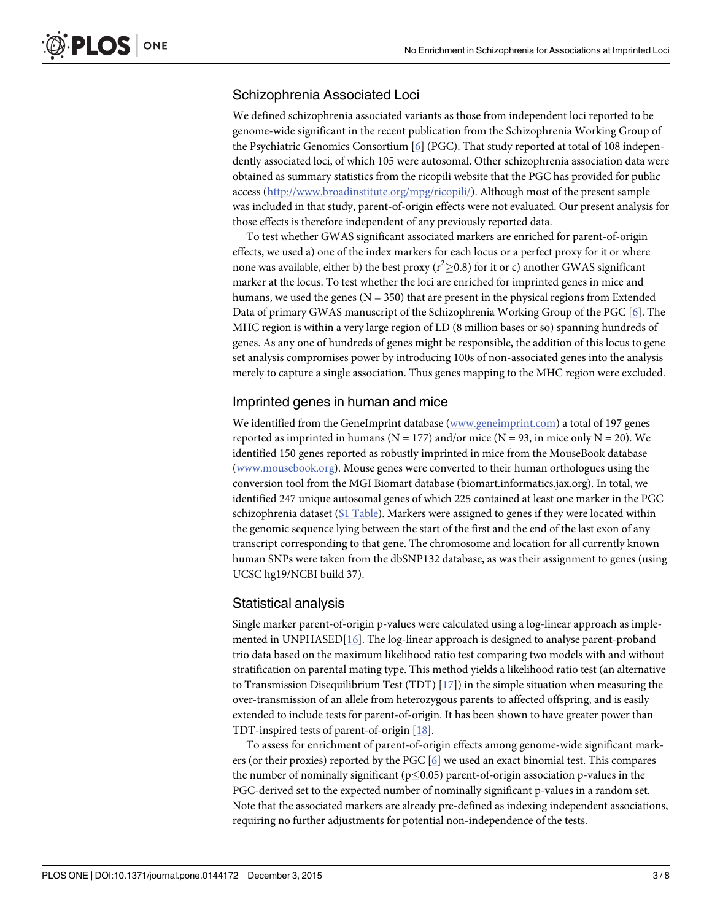## Schizophrenia Associated Loci

We defined schizophrenia associated variants as those from independent loci reported to be genome-wide significant in the recent publication from the Schizophrenia Working Group of the Psychiatric Genomics Consortium [6] (PGC). That study reported at total of 108 independently associated loci, of which 105 were autosomal. Other schizophrenia association data were obtained as summary statistics from the ricopili website that the PGC has provided for public access (http://www.broadinstitute.org/mpg/ricopili/). Although most of the present sample was included in that study, parent-of-origin effects were not evaluated. Our present analysis for those effects is therefore independent of any previously reported data.

To test whether GWAS significant associated markers are enriched for parent-of-origin effects, we used a) one of the index markers for each locus or a perfect proxy for it or where none was available, either b) the best proxy ($r^2 \geq 0.8$) for it or c) another GWAS significant marker at the locus. To test whether the loci are enriched for imprinted genes in mice and humans, we used the genes (N = 350) that are present in the physical regions from Extended Data of primary GWAS manuscript of the Schizophrenia Working Group of the PGC [6]. The MHC region is within a very large region of LD (8 million bases or so) spanning hundreds of genes. As any one of hundreds of genes might be responsible, the addition of this locus to gene set analysis compromises power by introducing 100s of non-associated genes into the analysis merely to capture a single association. Thus genes mapping to the MHC region were excluded.

## Imprinted genes in human and mice

We identified from the GeneImprint database (www.geneimprint.com) a total of 197 genes reported as imprinted in humans (N = 177) and/or mice (N = 93, in mice only N = 20). We identified 150 genes reported as robustly imprinted in mice from the MouseBook database (www.mousebook.org). Mouse genes were converted to their human orthologues using the conversion tool from the MGI Biomart database (biomart.informatics.jax.org). In total, we identified 247 unique autosomal genes of which 225 contained at least one marker in the PGC schizophrenia dataset (S1 Table). Markers were assigned to genes if they were located within the genomic sequence lying between the start of the first and the end of the last exon of any transcript corresponding to that gene. The chromosome and location for all currently known human SNPs were taken from the dbSNP132 database, as was their assignment to genes (using UCSC hg19/NCBI build 37).

## Statistical analysis

Single marker parent-of-origin p-values were calculated using a log-linear approach as implemented in UNPHASED[16]. The log-linear approach is designed to analyse parent-proband trio data based on the maximum likelihood ratio test comparing two models with and without stratification on parental mating type. This method yields a likelihood ratio test (an alternative to Transmission Disequilibrium Test (TDT) [17]) in the simple situation when measuring the over-transmission of an allele from heterozygous parents to affected offspring, and is easily extended to include tests for parent-of-origin. It has been shown to have greater power than TDT-inspired tests of parent-of-origin [18].

To assess for enrichment of parent-of-origin effects among genome-wide significant markers (or their proxies) reported by the PGC [6] we used an exact binomial test. This compares the number of nominally significant ($p \leq 0.05$) parent-of-origin association p-values in the PGC-derived set to the expected number of nominally significant p-values in a random set. Note that the associated markers are already pre-defined as indexing independent associations, requiring no further adjustments for potential non-independence of the tests.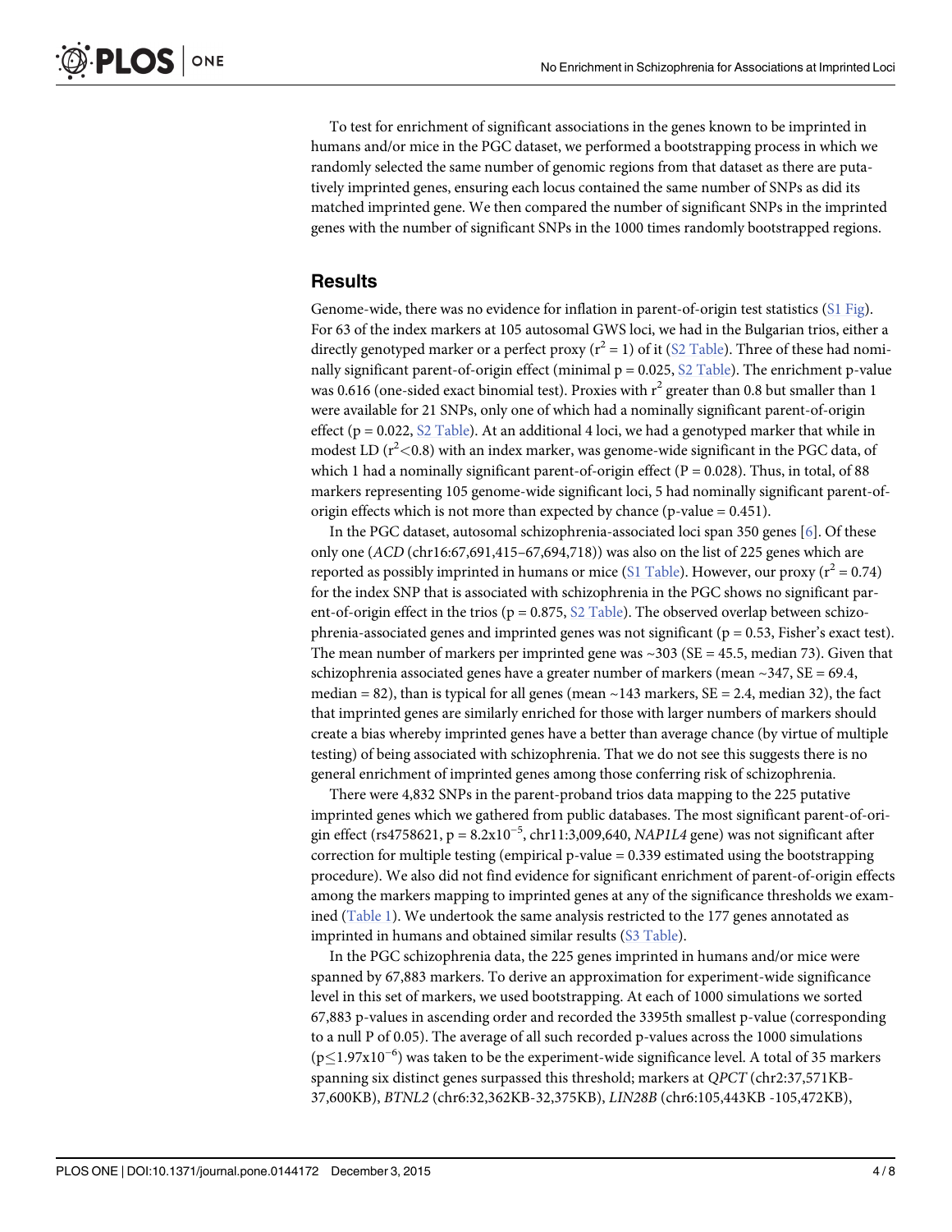To test for enrichment of significant associations in the genes known to be imprinted in humans and/or mice in the PGC dataset, we performed a bootstrapping process in which we randomly selected the same number of genomic regions from that dataset as there are putatively imprinted genes, ensuring each locus contained the same number of SNPs as did its matched imprinted gene. We then compared the number of significant SNPs in the imprinted genes with the number of significant SNPs in the 1000 times randomly bootstrapped regions.

## Results

Genome-wide, there was no evidence for inflation in parent-of-origin test statistics (S1 Fig). For 63 of the index markers at 105 autosomal GWS loci, we had in the Bulgarian trios, either a directly genotyped marker or a perfect proxy ($r^2 = 1$) of it (S2 Table). Three of these had nominally significant parent-of-origin effect (minimal $p = 0.025$, S2 Table). The enrichment p-value was 0.616 (one-sided exact binomial test). Proxies with $r^2$ greater than 0.8 but smaller than 1 were available for 21 SNPs, only one of which had a nominally significant parent-of-origin effect ($p = 0.022$, S2 Table). At an additional 4 loci, we had a genotyped marker that while in modest LD ($r^2 < 0.8$) with an index marker, was genome-wide significant in the PGC data, of which 1 had a nominally significant parent-of-origin effect ($P = 0.028$). Thus, in total, of 88 markers representing 105 genome-wide significant loci, 5 had nominally significant parent-of-origin effects which is not more than expected by chance (p-value = 0.451).

In the PGC dataset, autosomal schizophrenia-associated loci span 350 genes [6]. Of these only one (*ACD* (chr16:67,691,415–67,694,718)) was also on the list of 225 genes which are reported as possibly imprinted in humans or mice (S1 Table). However, our proxy ($r^2 = 0.74$) for the index SNP that is associated with schizophrenia in the PGC shows no significant parent-of-origin effect in the trios ($p = 0.875$, S2 Table). The observed overlap between schizophrenia-associated genes and imprinted genes was not significant ($p = 0.53$, Fisher's exact test). The mean number of markers per imprinted gene was ~303 (SE = 45.5, median 73). Given that schizophrenia associated genes have a greater number of markers (mean ~347, SE = 69.4, median = 82), than is typical for all genes (mean ~143 markers, SE = 2.4, median 32), the fact that imprinted genes are similarly enriched for those with larger numbers of markers should create a bias whereby imprinted genes have a better than average chance (by virtue of multiple testing) of being associated with schizophrenia. That we do not see this suggests there is no general enrichment of imprinted genes among those conferring risk of schizophrenia.

There were 4,832 SNPs in the parent-proband trios data mapping to the 225 putative imprinted genes which we gathered from public databases. The most significant parent-of-origin effect (rs4758621, $p = 8.2\times10^{-5}$, chr11:3,009,640, *NAP1L4* gene) was not significant after correction for multiple testing (empirical p-value = 0.339 estimated using the bootstrapping procedure). We also did not find evidence for significant enrichment of parent-of-origin effects among the markers mapping to imprinted genes at any of the significance thresholds we examined (Table 1). We undertook the same analysis restricted to the 177 genes annotated as imprinted in humans and obtained similar results (S3 Table).

In the PGC schizophrenia data, the 225 genes imprinted in humans and/or mice were spanned by 67,883 markers. To derive an approximation for experiment-wide significance level in this set of markers, we used bootstrapping. At each of 1000 simulations we sorted 67,883 p-values in ascending order and recorded the 3395th smallest p-value (corresponding to a null P of 0.05). The average of all such recorded p-values across the 1000 simulations ($p \leq 1.97\times10^{-6}$) was taken to be the experiment-wide significance level. A total of 35 markers spanning six distinct genes surpassed this threshold; markers at *QPCT* (chr2:37,571KB-37,600KB), *BTNL2* (chr6:32,362KB-32,375KB), *LIN28B* (chr6:105,443KB -105,472KB),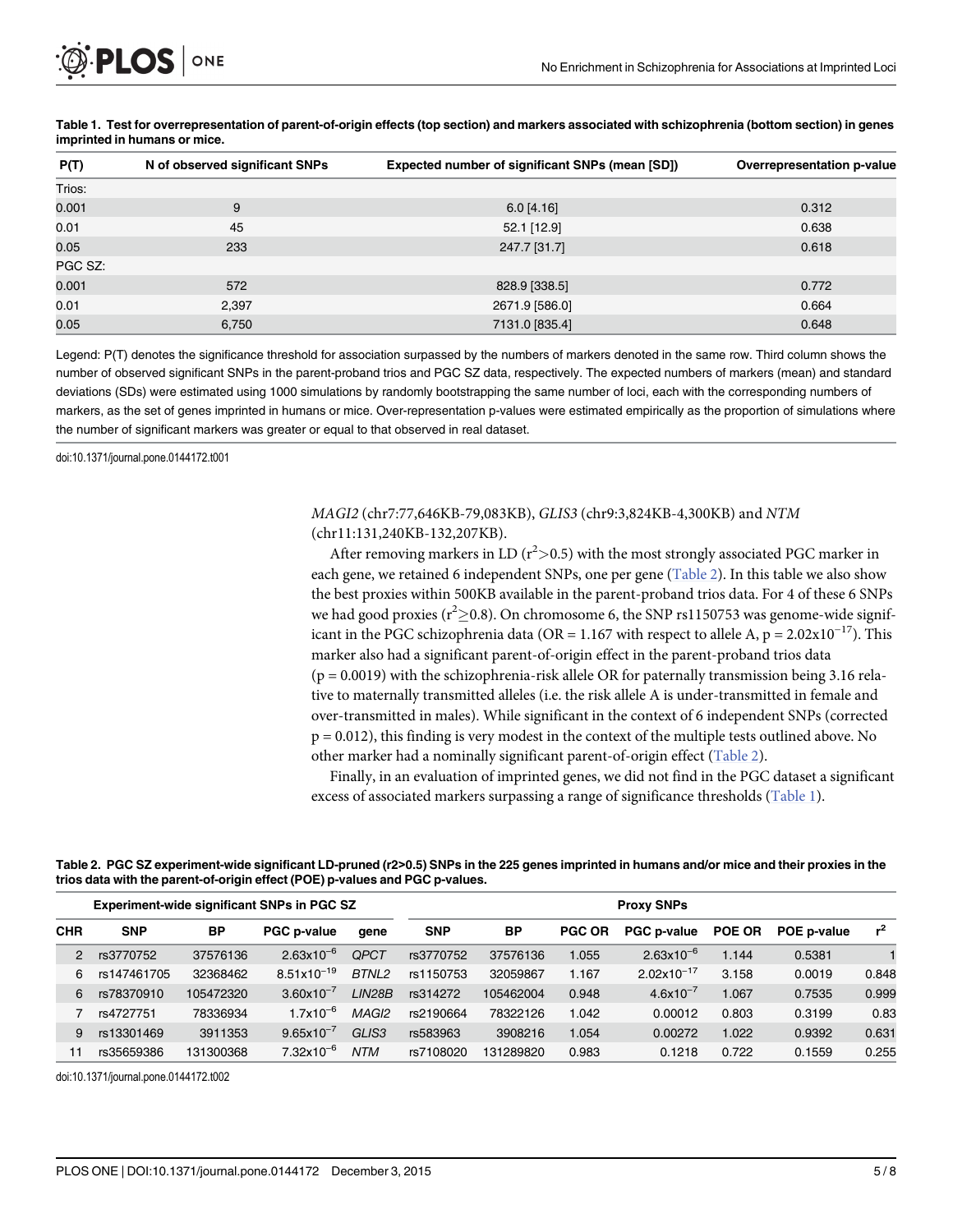**Table 1. Test for overrepresentation of parent-of-origin effects (top section) and markers associated with schizophrenia (bottom section) in genes imprinted in humans or mice.**

| P(T) | N of observed significant SNPs | Expected number of significant SNPs (mean [SD]) | Overrepresentation p-value |
|---|---|---|---|
| Trios: | | | |
| 0.001 | 9 | 6.0 [4.16] | 0.312 |
| 0.01 | 45 | 52.1 [12.9] | 0.638 |
| 0.05 | 233 | 247.7 [31.7] | 0.618 |
| PGC SZ: | | | |
| 0.001 | 572 | 828.9 [338.5] | 0.772 |
| 0.01 | 2,397 | 2671.9 [586.0] | 0.664 |
| 0.05 | 6,750 | 7131.0 [835.4] | 0.648 |

Legend: P(T) denotes the significance threshold for association surpassed by the numbers of markers denoted in the same row. Third column shows the number of observed significant SNPs in the parent-proband trios and PGC SZ data, respectively. The expected numbers of markers (mean) and standard deviations (SDs) were estimated using 1000 simulations by randomly bootstrapping the same number of loci, each with the corresponding numbers of markers, as the set of genes imprinted in humans or mice. Over-representation p-values were estimated empirically as the proportion of simulations where the number of significant markers was greater or equal to that observed in real dataset.

doi:10.1371/journal.pone.0144172.t001

*MAGI2* (chr7:77,646KB-79,083KB), *GLIS3* (chr9:3,824KB-4,300KB) and *NTM* (chr11:131,240KB-132,207KB).

After removing markers in LD ($r^2 > 0.5$) with the most strongly associated PGC marker in each gene, we retained 6 independent SNPs, one per gene (Table 2). In this table we also show the best proxies within 500KB available in the parent-proband trios data. For 4 of these 6 SNPs we had good proxies ($r^2 \geq 0.8$). On chromosome 6, the SNP rs1150753 was genome-wide significant in the PGC schizophrenia data (OR = 1.167 with respect to allele A, $p = 2.02 \times 10^{-17}$). This marker also had a significant parent-of-origin effect in the parent-proband trios data ($p = 0.0019$) with the schizophrenia-risk allele OR for paternally transmission being 3.16 relative to maternally transmitted alleles (i.e. the risk allele A is under-transmitted in female and over-transmitted in males). While significant in the context of 6 independent SNPs (corrected $p = 0.012$), this finding is very modest in the context of the multiple tests outlined above. No other marker had a nominally significant parent-of-origin effect (Table 2).

Finally, in an evaluation of imprinted genes, we did not find in the PGC dataset a significant excess of associated markers surpassing a range of significance thresholds (Table 1).

**Table 2. PGC SZ experiment-wide significant LD-pruned (r2>0.5) SNPs in the 225 genes imprinted in humans and/or mice and their proxies in the trios data with the parent-of-origin effect (POE) p-values and PGC p-values.**

| Experiment-wide significant SNPs in PGC SZ | | | | | Proxy SNPs | | | | | | |
|---|---|---|---|---|---|---|---|---|---|---|---|
| CHR | SNP | BP | PGC p-value | gene | SNP | BP | PGC OR | PGC p-value | POE OR | POE p-value | $r^2$ |
| 2 | rs3770752 | 37576136 | $2.63 \times 10^{-6}$ | *QPCT* | rs3770752 | 37576136 | 1.055 | $2.63 \times 10^{-6}$ | 1.144 | 0.5381 | 1 |
| 6 | rs147461705 | 32368462 | $8.51 \times 10^{-19}$ | *BTNL2* | rs1150753 | 32059867 | 1.167 | $2.02 \times 10^{-17}$ | 3.158 | 0.0019 | 0.848 |
| 6 | rs78370910 | 105472320 | $3.60 \times 10^{-7}$ | *LIN28B* | rs314272 | 105462004 | 0.948 | $4.6 \times 10^{-7}$ | 1.067 | 0.7535 | 0.999 |
| 7 | rs4727751 | 78336934 | $1.7 \times 10^{-6}$ | *MAGI2* | rs2190664 | 78322126 | 1.042 | 0.00012 | 0.803 | 0.3199 | 0.83 |
| 9 | rs13301469 | 3911353 | $9.65 \times 10^{-7}$ | *GLIS3* | rs583963 | 3908216 | 1.054 | 0.00272 | 1.022 | 0.9392 | 0.631 |
| 11 | rs35659386 | 131300368 | $7.32 \times 10^{-6}$ | *NTM* | rs7108020 | 131289820 | 0.983 | 0.1218 | 0.722 | 0.1559 | 0.255 |

doi:10.1371/journal.pone.0144172.t002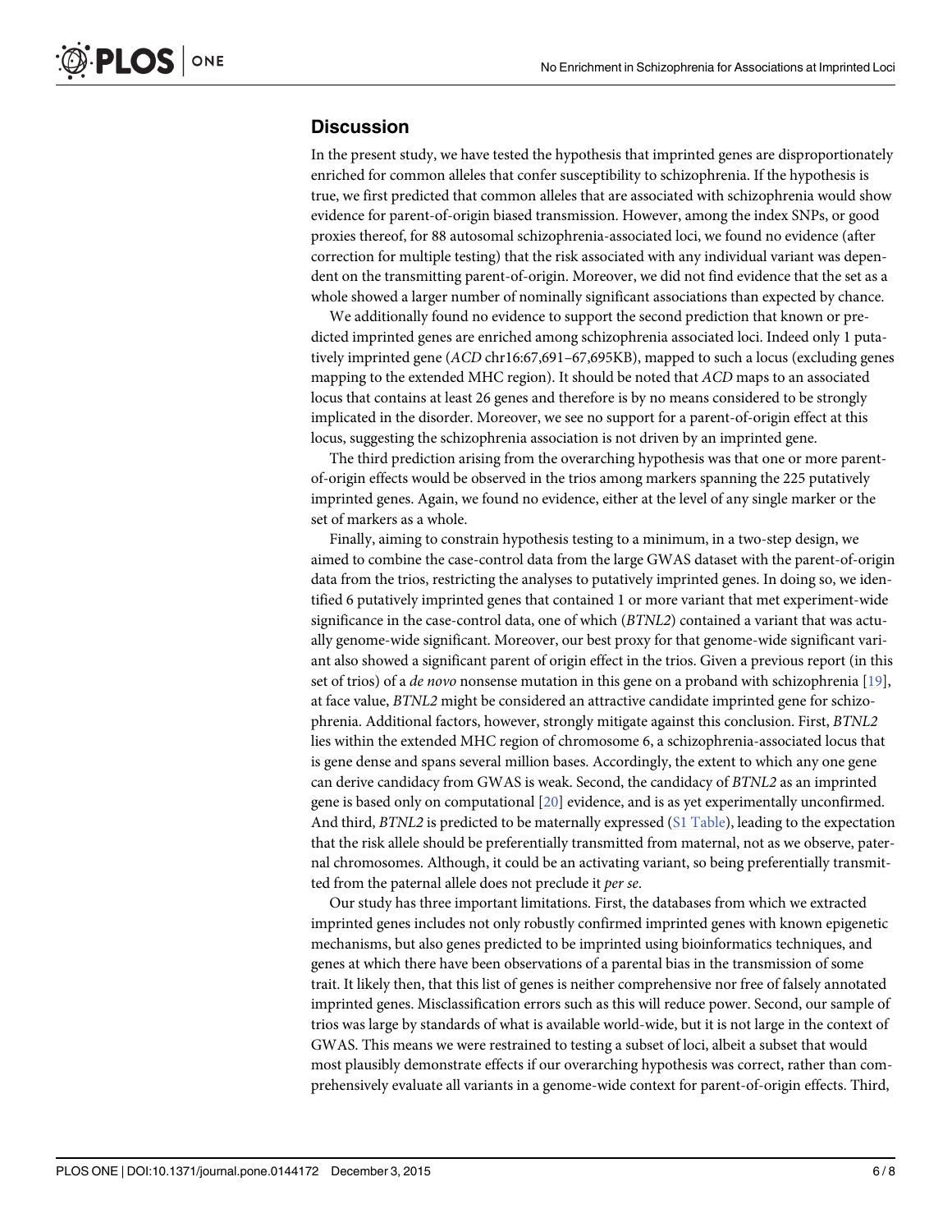## Discussion

In the present study, we have tested the hypothesis that imprinted genes are disproportionately enriched for common alleles that confer susceptibility to schizophrenia. If the hypothesis is true, we first predicted that common alleles that are associated with schizophrenia would show evidence for parent-of-origin biased transmission. However, among the index SNPs, or good proxies thereof, for 88 autosomal schizophrenia-associated loci, we found no evidence (after correction for multiple testing) that the risk associated with any individual variant was dependent on the transmitting parent-of-origin. Moreover, we did not find evidence that the set as a whole showed a larger number of nominally significant associations than expected by chance.

We additionally found no evidence to support the second prediction that known or predicted imprinted genes are enriched among schizophrenia associated loci. Indeed only 1 putatively imprinted gene (*ACD* chr16:67,691–67,695KB), mapped to such a locus (excluding genes mapping to the extended MHC region). It should be noted that *ACD* maps to an associated locus that contains at least 26 genes and therefore is by no means considered to be strongly implicated in the disorder. Moreover, we see no support for a parent-of-origin effect at this locus, suggesting the schizophrenia association is not driven by an imprinted gene.

The third prediction arising from the overarching hypothesis was that one or more parent-of-origin effects would be observed in the trios among markers spanning the 225 putatively imprinted genes. Again, we found no evidence, either at the level of any single marker or the set of markers as a whole.

Finally, aiming to constrain hypothesis testing to a minimum, in a two-step design, we aimed to combine the case-control data from the large GWAS dataset with the parent-of-origin data from the trios, restricting the analyses to putatively imprinted genes. In doing so, we identified 6 putatively imprinted genes that contained 1 or more variant that met experiment-wide significance in the case-control data, one of which (*BTNL2*) contained a variant that was actually genome-wide significant. Moreover, our best proxy for that genome-wide significant variant also showed a significant parent of origin effect in the trios. Given a previous report (in this set of trios) of a *de novo* nonsense mutation in this gene on a proband with schizophrenia [19], at face value, *BTNL2* might be considered an attractive candidate imprinted gene for schizophrenia. Additional factors, however, strongly mitigate against this conclusion. First, *BTNL2* lies within the extended MHC region of chromosome 6, a schizophrenia-associated locus that is gene dense and spans several million bases. Accordingly, the extent to which any one gene can derive candidacy from GWAS is weak. Second, the candidacy of *BTNL2* as an imprinted gene is based only on computational [20] evidence, and is as yet experimentally unconfirmed. And third, *BTNL2* is predicted to be maternally expressed (S1 Table), leading to the expectation that the risk allele should be preferentially transmitted from maternal, not as we observe, paternal chromosomes. Although, it could be an activating variant, so being preferentially transmitted from the paternal allele does not preclude it *per se*.

Our study has three important limitations. First, the databases from which we extracted imprinted genes includes not only robustly confirmed imprinted genes with known epigenetic mechanisms, but also genes predicted to be imprinted using bioinformatics techniques, and genes at which there have been observations of a parental bias in the transmission of some trait. It likely then, that this list of genes is neither comprehensive nor free of falsely annotated imprinted genes. Misclassification errors such as this will reduce power. Second, our sample of trios was large by standards of what is available world-wide, but it is not large in the context of GWAS. This means we were restrained to testing a subset of loci, albeit a subset that would most plausibly demonstrate effects if our overarching hypothesis was correct, rather than comprehensively evaluate all variants in a genome-wide context for parent-of-origin effects. Third,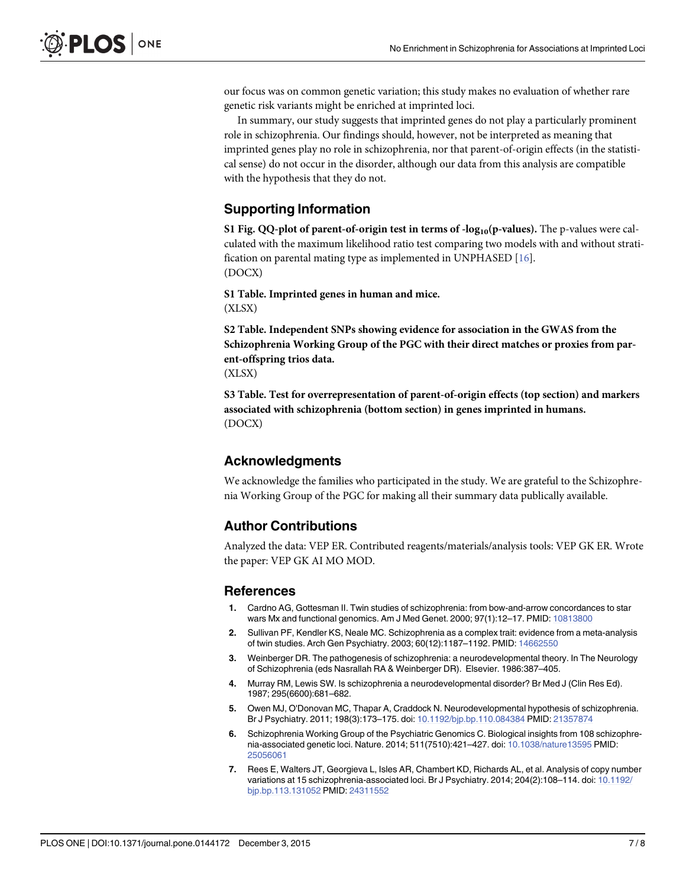our focus was on common genetic variation; this study makes no evaluation of whether rare genetic risk variants might be enriched at imprinted loci.

In summary, our study suggests that imprinted genes do not play a particularly prominent role in schizophrenia. Our findings should, however, not be interpreted as meaning that imprinted genes play no role in schizophrenia, nor that parent-of-origin effects (in the statistical sense) do not occur in the disorder, although our data from this analysis are compatible with the hypothesis that they do not.

## Supporting Information

**S1 Fig. QQ-plot of parent-of-origin test in terms of -$\log_{10}$(p-values).** The p-values were calculated with the maximum likelihood ratio test comparing two models with and without stratification on parental mating type as implemented in UNPHASED [16].
(DOCX)

**S1 Table. Imprinted genes in human and mice.**
(XLSX)

**S2 Table. Independent SNPs showing evidence for association in the GWAS from the Schizophrenia Working Group of the PGC with their direct matches or proxies from parent-offspring trios data.**
(XLSX)

**S3 Table. Test for overrepresentation of parent-of-origin effects (top section) and markers associated with schizophrenia (bottom section) in genes imprinted in humans.**
(DOCX)

## Acknowledgments

We acknowledge the families who participated in the study. We are grateful to the Schizophrenia Working Group of the PGC for making all their summary data publically available.

## Author Contributions

Analyzed the data: VEP ER. Contributed reagents/materials/analysis tools: VEP GK ER. Wrote the paper: VEP GK AI MO MOD.

## References

1. Cardno AG, Gottesman II. Twin studies of schizophrenia: from bow-and-arrow concordances to star wars Mx and functional genomics. Am J Med Genet. 2000; 97(1):12–17. PMID: 10813800
2. Sullivan PF, Kendler KS, Neale MC. Schizophrenia as a complex trait: evidence from a meta-analysis of twin studies. Arch Gen Psychiatry. 2003; 60(12):1187–1192. PMID: 14662550
3. Weinberger DR. The pathogenesis of schizophrenia: a neurodevelopmental theory. In The Neurology of Schizophrenia (eds Nasrallah RA & Weinberger DR). Elsevier. 1986:387–405.
4. Murray RM, Lewis SW. Is schizophrenia a neurodevelopmental disorder? Br Med J (Clin Res Ed). 1987; 295(6600):681–682.
5. Owen MJ, O'Donovan MC, Thapar A, Craddock N. Neurodevelopmental hypothesis of schizophrenia. Br J Psychiatry. 2011; 198(3):173–175. doi: 10.1192/bjp.bp.110.084384 PMID: 21357874
6. Schizophrenia Working Group of the Psychiatric Genomics C. Biological insights from 108 schizophrenia-associated genetic loci. Nature. 2014; 511(7510):421–427. doi: 10.1038/nature13595 PMID: 25056061
7. Rees E, Walters JT, Georgieva L, Isles AR, Chambert KD, Richards AL, et al. Analysis of copy number variations at 15 schizophrenia-associated loci. Br J Psychiatry. 2014; 204(2):108–114. doi: 10.1192/bjp.bp.113.131052 PMID: 24311552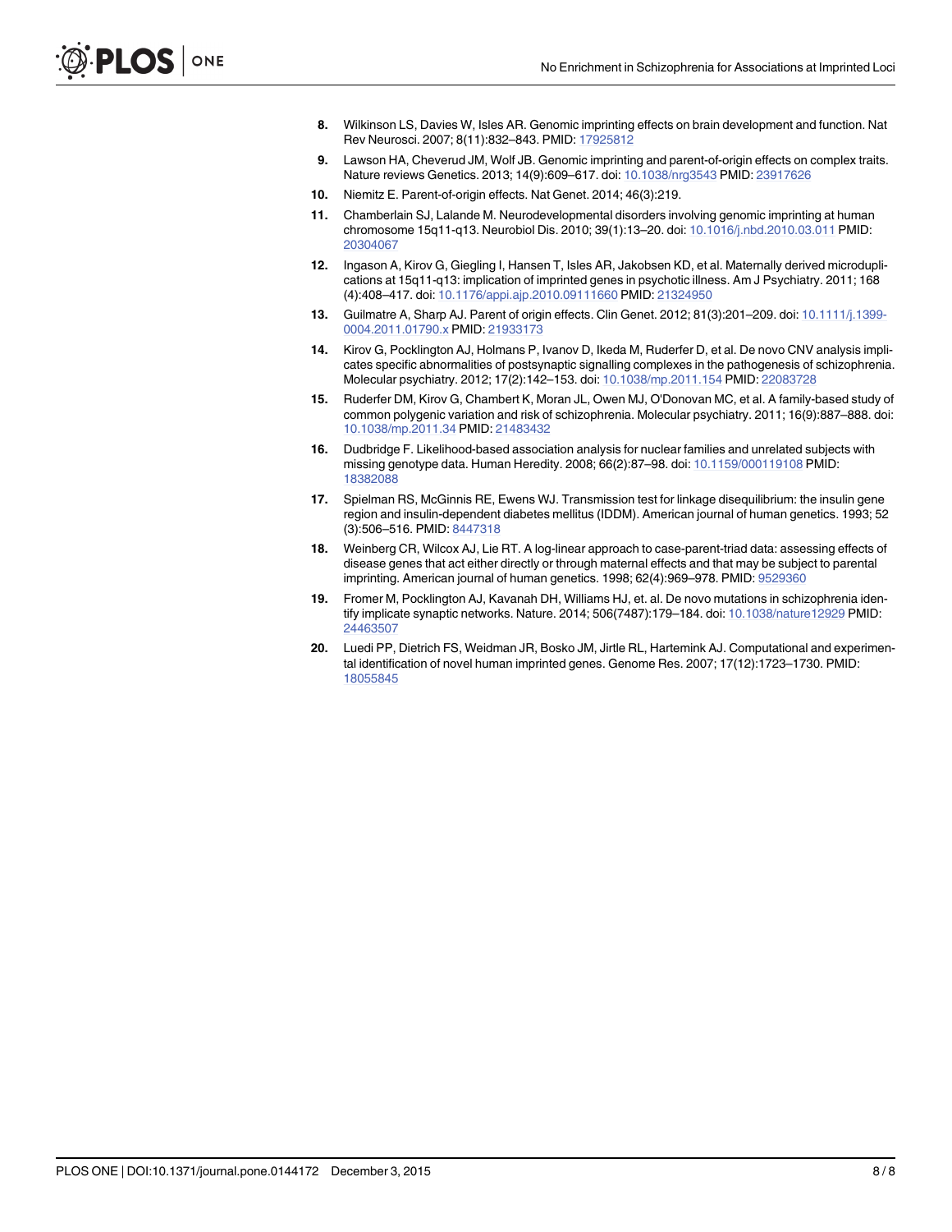8. Wilkinson LS, Davies W, Isles AR. Genomic imprinting effects on brain development and function. Nat Rev Neurosci. 2007; 8(11):832–843. PMID: 17925812

9. Lawson HA, Cheverud JM, Wolf JB. Genomic imprinting and parent-of-origin effects on complex traits. Nature reviews Genetics. 2013; 14(9):609–617. doi: 10.1038/nrg3543 PMID: 23917626

10. Niemitz E. Parent-of-origin effects. Nat Genet. 2014; 46(3):219.

11. Chamberlain SJ, Lalande M. Neurodevelopmental disorders involving genomic imprinting at human chromosome 15q11-q13. Neurobiol Dis. 2010; 39(1):13–20. doi: 10.1016/j.nbd.2010.03.011 PMID: 20304067

12. Ingason A, Kirov G, Giegling I, Hansen T, Isles AR, Jakobsen KD, et al. Maternally derived microduplications at 15q11-q13: implication of imprinted genes in psychotic illness. Am J Psychiatry. 2011; 168 (4):408–417. doi: 10.1176/appi.ajp.2010.09111660 PMID: 21324950

13. Guilmatre A, Sharp AJ. Parent of origin effects. Clin Genet. 2012; 81(3):201–209. doi: 10.1111/j.1399-0004.2011.01790.x PMID: 21933173

14. Kirov G, Pocklington AJ, Holmans P, Ivanov D, Ikeda M, Ruderfer D, et al. De novo CNV analysis implicates specific abnormalities of postsynaptic signalling complexes in the pathogenesis of schizophrenia. Molecular psychiatry. 2012; 17(2):142–153. doi: 10.1038/mp.2011.154 PMID: 22083728

15. Ruderfer DM, Kirov G, Chambert K, Moran JL, Owen MJ, O'Donovan MC, et al. A family-based study of common polygenic variation and risk of schizophrenia. Molecular psychiatry. 2011; 16(9):887–888. doi: 10.1038/mp.2011.34 PMID: 21483432

16. Dudbridge F. Likelihood-based association analysis for nuclear families and unrelated subjects with missing genotype data. Human Heredity. 2008; 66(2):87–98. doi: 10.1159/000119108 PMID: 18382088

17. Spielman RS, McGinnis RE, Ewens WJ. Transmission test for linkage disequilibrium: the insulin gene region and insulin-dependent diabetes mellitus (IDDM). American journal of human genetics. 1993; 52 (3):506–516. PMID: 8447318

18. Weinberg CR, Wilcox AJ, Lie RT. A log-linear approach to case-parent-triad data: assessing effects of disease genes that act either directly or through maternal effects and that may be subject to parental imprinting. American journal of human genetics. 1998; 62(4):969–978. PMID: 9529360

19. Fromer M, Pocklington AJ, Kavanah DH, Williams HJ, et. al. De novo mutations in schizophrenia identify implicate synaptic networks. Nature. 2014; 506(7487):179–184. doi: 10.1038/nature12929 PMID: 24463507

20. Luedi PP, Dietrich FS, Weidman JR, Bosko JM, Jirtle RL, Hartemink AJ. Computational and experimental identification of novel human imprinted genes. Genome Res. 2007; 17(12):1723–1730. PMID: 18055845